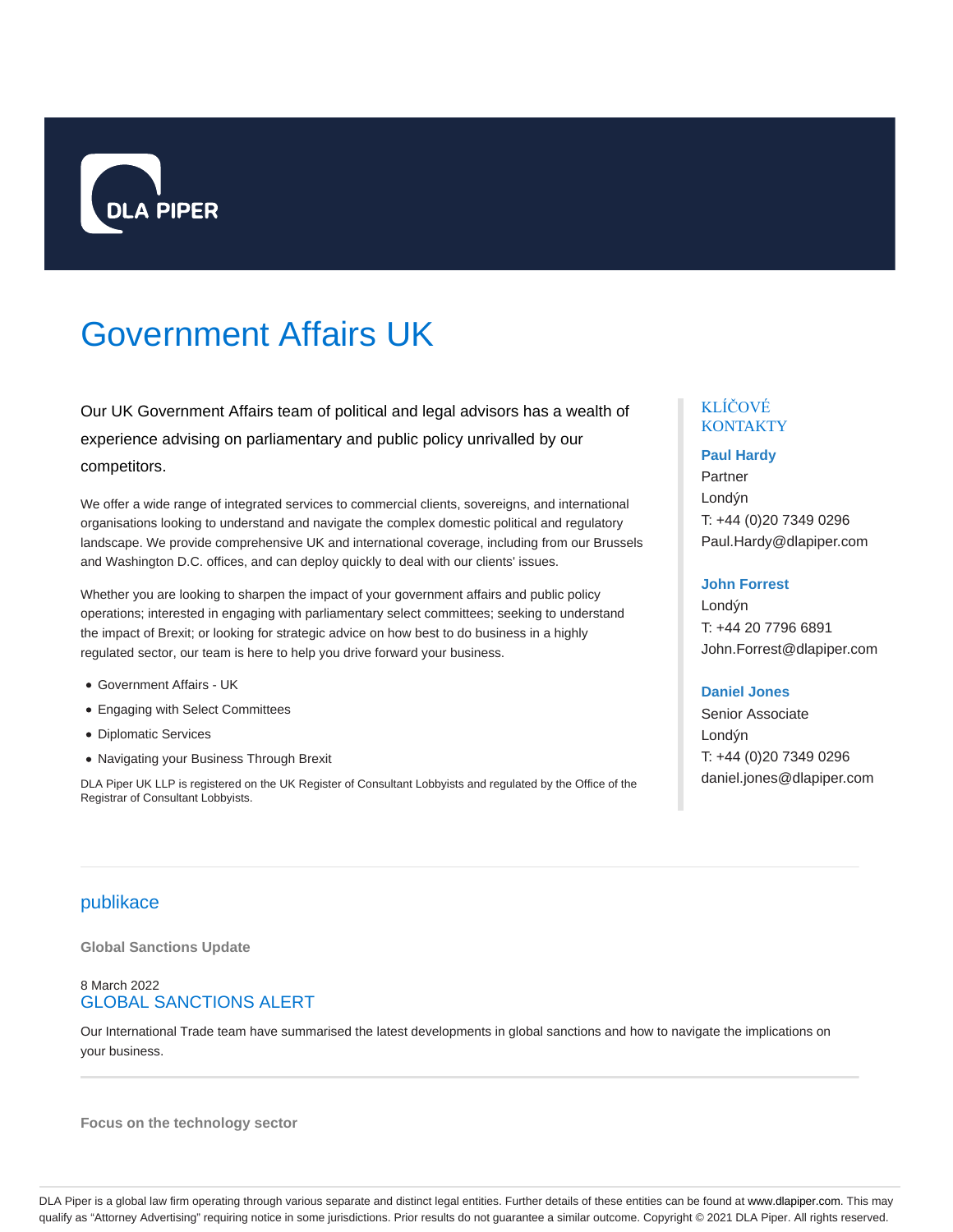# Government Affairs UK

Our UK Government Affairs team of political and legal advisors has a wealth of experience advising on parliamentary and public policy unrivalled by our competitors.

We offer a wide range of integrated services to commercial clients, sovereigns, and international organisations looking to understand and navigate the complex domestic political and regulatory landscape. We provide comprehensive UK and international coverage, including from our Brussels and Washington D.C. offices, and can deploy quickly to deal with our clients' issues.

Whether you are looking to sharpen the impact of your government affairs and public policy operations; interested in engaging with parliamentary select committees; seeking to understand the impact of Brexit; or looking for strategic advice on how best to do business in a highly regulated sector, our team is here to help you drive forward your business.

- Government Affairs - UK
- Engaging with Select Committees
- Diplomatic Services
- Navigating your Business Through Brexit

DLA Piper UK LLP is registered on the UK Register of Consultant Lobbyists and regulated by the Office of the Registrar of Consultant Lobbyists.

## KLÍČOVÉ KONTAKTY

**Paul Hardy**
Partner
Londýn
T: +44 (0)20 7349 0296
Paul.Hardy@dlapiper.com

**John Forrest**
Londýn
T: +44 20 7796 6891
John.Forrest@dlapiper.com

**Daniel Jones**
Senior Associate
Londýn
T: +44 (0)20 7349 0296
daniel.jones@dlapiper.com

## publikace

**Global Sanctions Update**

8 March 2022

### GLOBAL SANCTIONS ALERT

Our International Trade team have summarised the latest developments in global sanctions and how to navigate the implications on your business.

**Focus on the technology sector**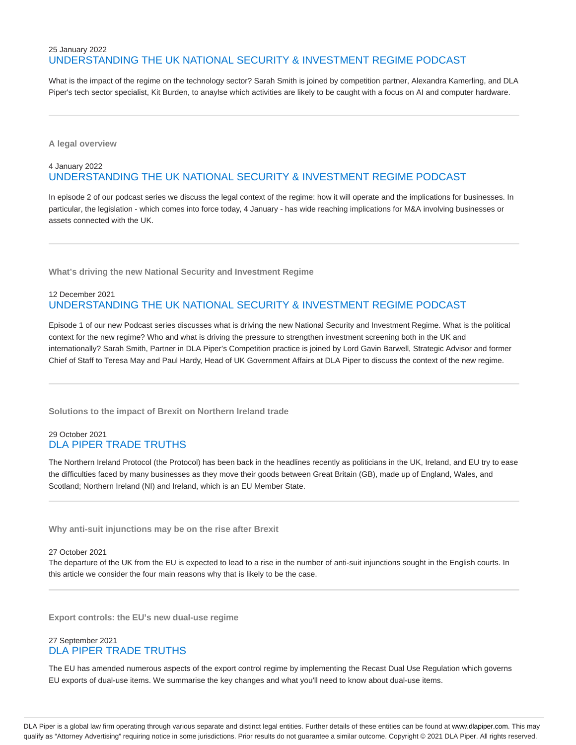25 January 2022

## UNDERSTANDING THE UK NATIONAL SECURITY & INVESTMENT REGIME PODCAST

What is the impact of the regime on the technology sector? Sarah Smith is joined by competition partner, Alexandra Kamerling, and DLA Piper's tech sector specialist, Kit Burden, to anaylse which activities are likely to be caught with a focus on AI and computer hardware.

---

**A legal overview**

4 January 2022

## UNDERSTANDING THE UK NATIONAL SECURITY & INVESTMENT REGIME PODCAST

In episode 2 of our podcast series we discuss the legal context of the regime: how it will operate and the implications for businesses. In particular, the legislation - which comes into force today, 4 January - has wide reaching implications for M&A involving businesses or assets connected with the UK.

---

**What's driving the new National Security and Investment Regime**

12 December 2021

## UNDERSTANDING THE UK NATIONAL SECURITY & INVESTMENT REGIME PODCAST

Episode 1 of our new Podcast series discusses what is driving the new National Security and Investment Regime. What is the political context for the new regime? Who and what is driving the pressure to strengthen investment screening both in the UK and internationally? Sarah Smith, Partner in DLA Piper's Competition practice is joined by Lord Gavin Barwell, Strategic Advisor and former Chief of Staff to Teresa May and Paul Hardy, Head of UK Government Affairs at DLA Piper to discuss the context of the new regime.

---

**Solutions to the impact of Brexit on Northern Ireland trade**

29 October 2021

## DLA PIPER TRADE TRUTHS

The Northern Ireland Protocol (the Protocol) has been back in the headlines recently as politicians in the UK, Ireland, and EU try to ease the difficulties faced by many businesses as they move their goods between Great Britain (GB), made up of England, Wales, and Scotland; Northern Ireland (NI) and Ireland, which is an EU Member State.

---

**Why anti-suit injunctions may be on the rise after Brexit**

27 October 2021

The departure of the UK from the EU is expected to lead to a rise in the number of anti-suit injunctions sought in the English courts. In this article we consider the four main reasons why that is likely to be the case.

---

**Export controls: the EU's new dual-use regime**

27 September 2021

## DLA PIPER TRADE TRUTHS

The EU has amended numerous aspects of the export control regime by implementing the Recast Dual Use Regulation which governs EU exports of dual-use items. We summarise the key changes and what you'll need to know about dual-use items.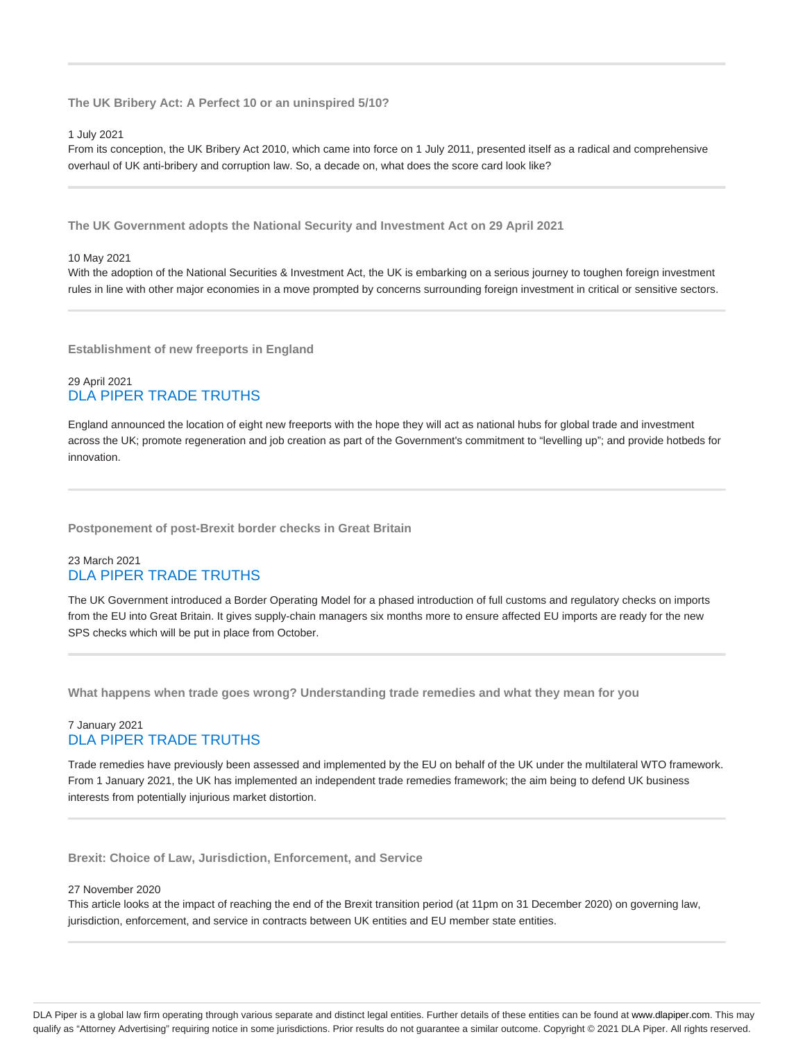### The UK Bribery Act: A Perfect 10 or an uninspired 5/10?

1 July 2021

From its conception, the UK Bribery Act 2010, which came into force on 1 July 2011, presented itself as a radical and comprehensive overhaul of UK anti-bribery and corruption law. So, a decade on, what does the score card look like?

### The UK Government adopts the National Security and Investment Act on 29 April 2021

10 May 2021

With the adoption of the National Securities & Investment Act, the UK is embarking on a serious journey to toughen foreign investment rules in line with other major economies in a move prompted by concerns surrounding foreign investment in critical or sensitive sectors.

### Establishment of new freeports in England

29 April 2021

DLA PIPER TRADE TRUTHS

England announced the location of eight new freeports with the hope they will act as national hubs for global trade and investment across the UK; promote regeneration and job creation as part of the Government's commitment to "levelling up"; and provide hotbeds for innovation.

### Postponement of post-Brexit border checks in Great Britain

23 March 2021

DLA PIPER TRADE TRUTHS

The UK Government introduced a Border Operating Model for a phased introduction of full customs and regulatory checks on imports from the EU into Great Britain. It gives supply-chain managers six months more to ensure affected EU imports are ready for the new SPS checks which will be put in place from October.

### What happens when trade goes wrong? Understanding trade remedies and what they mean for you

7 January 2021

DLA PIPER TRADE TRUTHS

Trade remedies have previously been assessed and implemented by the EU on behalf of the UK under the multilateral WTO framework. From 1 January 2021, the UK has implemented an independent trade remedies framework; the aim being to defend UK business interests from potentially injurious market distortion.

### Brexit: Choice of Law, Jurisdiction, Enforcement, and Service

27 November 2020

This article looks at the impact of reaching the end of the Brexit transition period (at 11pm on 31 December 2020) on governing law, jurisdiction, enforcement, and service in contracts between UK entities and EU member state entities.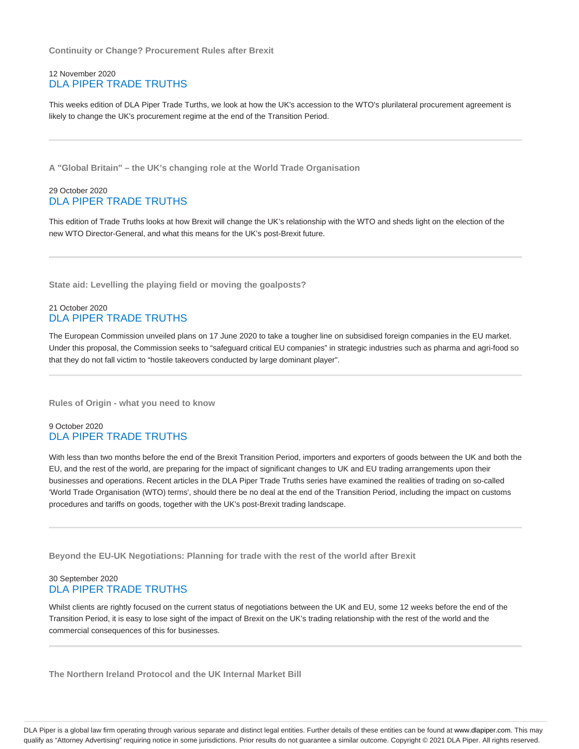**Continuity or Change? Procurement Rules after Brexit**

12 November 2020
DLA PIPER TRADE TRUTHS

This weeks edition of DLA Piper Trade Turths, we look at how the UK's accession to the WTO's plurilateral procurement agreement is likely to change the UK's procurement regime at the end of the Transition Period.

---

**A "Global Britain" – the UK's changing role at the World Trade Organisation**

29 October 2020
DLA PIPER TRADE TRUTHS

This edition of Trade Truths looks at how Brexit will change the UK's relationship with the WTO and sheds light on the election of the new WTO Director-General, and what this means for the UK's post-Brexit future.

---

**State aid: Levelling the playing field or moving the goalposts?**

21 October 2020
DLA PIPER TRADE TRUTHS

The European Commission unveiled plans on 17 June 2020 to take a tougher line on subsidised foreign companies in the EU market. Under this proposal, the Commission seeks to "safeguard critical EU companies" in strategic industries such as pharma and agri-food so that they do not fall victim to "hostile takeovers conducted by large dominant player".

---

**Rules of Origin - what you need to know**

9 October 2020
DLA PIPER TRADE TRUTHS

With less than two months before the end of the Brexit Transition Period, importers and exporters of goods between the UK and both the EU, and the rest of the world, are preparing for the impact of significant changes to UK and EU trading arrangements upon their businesses and operations. Recent articles in the DLA Piper Trade Truths series have examined the realities of trading on so-called 'World Trade Organisation (WTO) terms', should there be no deal at the end of the Transition Period, including the impact on customs procedures and tariffs on goods, together with the UK's post-Brexit trading landscape.

---

**Beyond the EU-UK Negotiations: Planning for trade with the rest of the world after Brexit**

30 September 2020
DLA PIPER TRADE TRUTHS

Whilst clients are rightly focused on the current status of negotiations between the UK and EU, some 12 weeks before the end of the Transition Period, it is easy to lose sight of the impact of Brexit on the UK's trading relationship with the rest of the world and the commercial consequences of this for businesses.

---

**The Northern Ireland Protocol and the UK Internal Market Bill**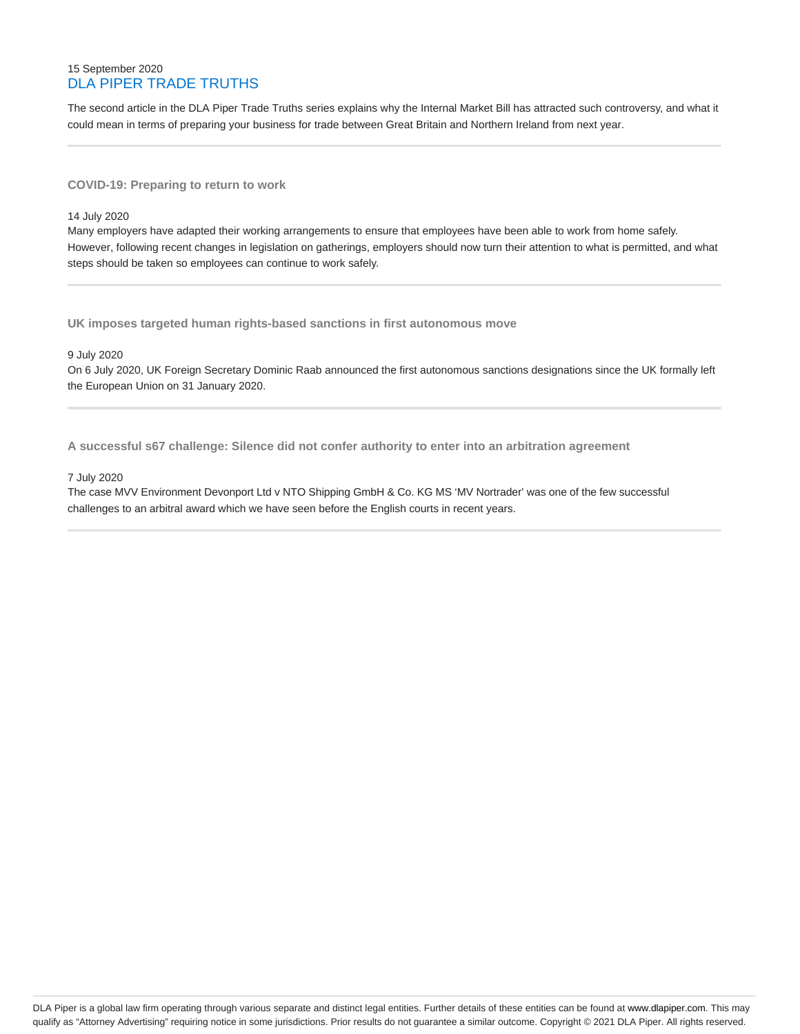15 September 2020

DLA PIPER TRADE TRUTHS

The second article in the DLA Piper Trade Truths series explains why the Internal Market Bill has attracted such controversy, and what it could mean in terms of preparing your business for trade between Great Britain and Northern Ireland from next year.

---

**COVID-19: Preparing to return to work**

14 July 2020

Many employers have adapted their working arrangements to ensure that employees have been able to work from home safely. However, following recent changes in legislation on gatherings, employers should now turn their attention to what is permitted, and what steps should be taken so employees can continue to work safely.

---

**UK imposes targeted human rights-based sanctions in first autonomous move**

9 July 2020

On 6 July 2020, UK Foreign Secretary Dominic Raab announced the first autonomous sanctions designations since the UK formally left the European Union on 31 January 2020.

---

**A successful s67 challenge: Silence did not confer authority to enter into an arbitration agreement**

7 July 2020

The case MVV Environment Devonport Ltd v NTO Shipping GmbH & Co. KG MS 'MV Nortrader' was one of the few successful challenges to an arbitral award which we have seen before the English courts in recent years.

---

DLA Piper is a global law firm operating through various separate and distinct legal entities. Further details of these entities can be found at www.dlapiper.com. This may qualify as "Attorney Advertising" requiring notice in some jurisdictions. Prior results do not guarantee a similar outcome. Copyright © 2021 DLA Piper. All rights reserved.